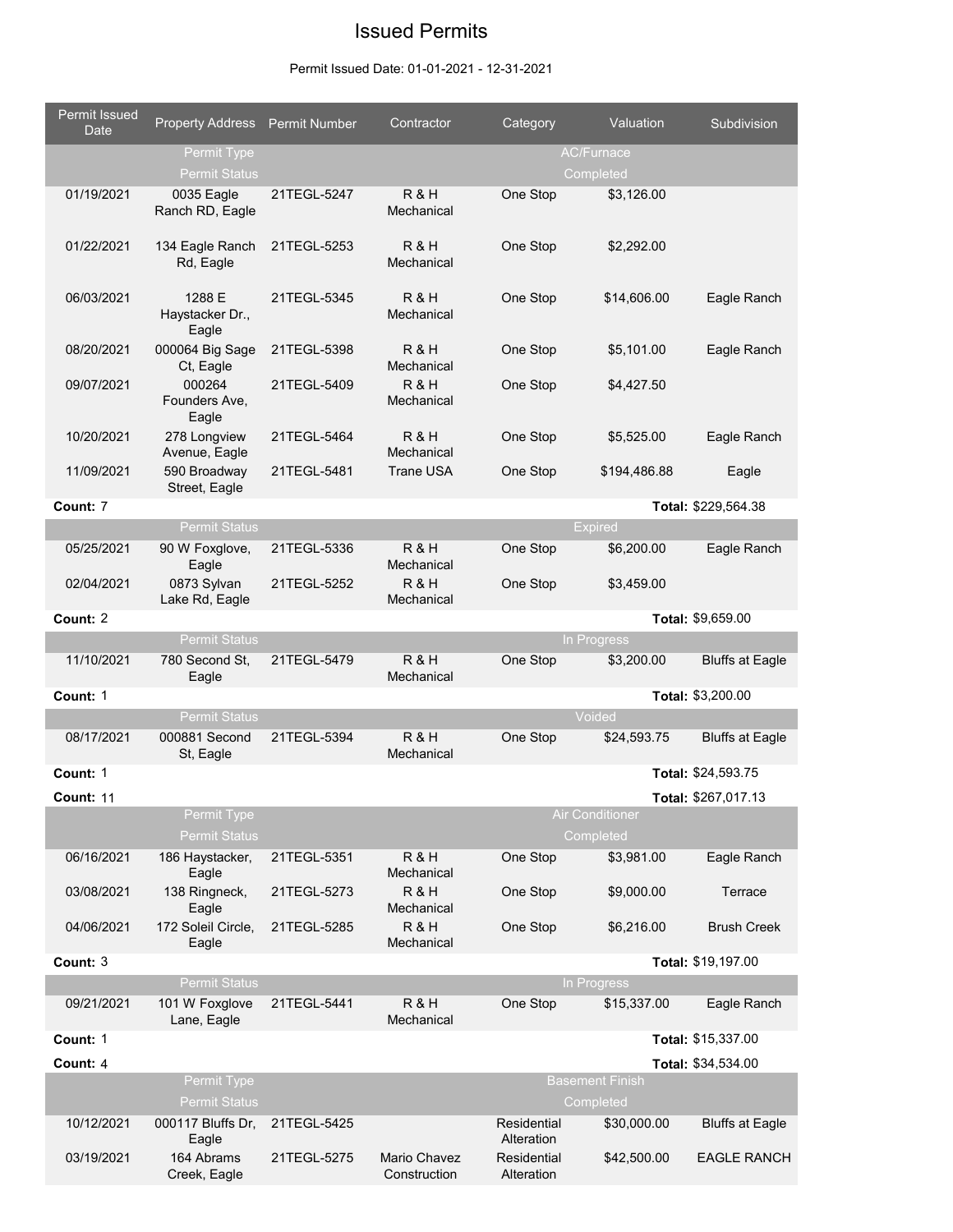# Issued Permits

Permit Issued Date: 01-01-2021 - 12-31-2021

| Permit Issued Date | Property Address | Permit Number | Contractor | Category | Valuation | Subdivision |
|---|---|---|---|---|---|---|
| | Permit Type | | | | AC/Furnace | |
| | Permit Status | | | | Completed | |
| 01/19/2021 | 0035 Eagle Ranch RD, Eagle | 21TEGL-5247 | R & H Mechanical | One Stop | $3,126.00 | |
| 01/22/2021 | 134 Eagle Ranch Rd, Eagle | 21TEGL-5253 | R & H Mechanical | One Stop | $2,292.00 | |
| 06/03/2021 | 1288 E Haystacker Dr., Eagle | 21TEGL-5345 | R & H Mechanical | One Stop | $14,606.00 | Eagle Ranch |
| 08/20/2021 | 000064 Big Sage Ct, Eagle | 21TEGL-5398 | R & H Mechanical | One Stop | $5,101.00 | Eagle Ranch |
| 09/07/2021 | 000264 Founders Ave, Eagle | 21TEGL-5409 | R & H Mechanical | One Stop | $4,427.50 | |
| 10/20/2021 | 278 Longview Avenue, Eagle | 21TEGL-5464 | R & H Mechanical | One Stop | $5,525.00 | Eagle Ranch |
| 11/09/2021 | 590 Broadway Street, Eagle | 21TEGL-5481 | Trane USA | One Stop | $194,486.88 | Eagle |
| **Count:** 7 | | | | | **Total:** $229,564.38 | |
| | Permit Status | | | | Expired | |
| 05/25/2021 | 90 W Foxglove, Eagle | 21TEGL-5336 | R & H Mechanical | One Stop | $6,200.00 | Eagle Ranch |
| 02/04/2021 | 0873 Sylvan Lake Rd, Eagle | 21TEGL-5252 | R & H Mechanical | One Stop | $3,459.00 | |
| **Count:** 2 | | | | | **Total:** $9,659.00 | |
| | Permit Status | | | | In Progress | |
| 11/10/2021 | 780 Second St, Eagle | 21TEGL-5479 | R & H Mechanical | One Stop | $3,200.00 | Bluffs at Eagle |
| **Count:** 1 | | | | | **Total:** $3,200.00 | |
| | Permit Status | | | | Voided | |
| 08/17/2021 | 000881 Second St, Eagle | 21TEGL-5394 | R & H Mechanical | One Stop | $24,593.75 | Bluffs at Eagle |
| **Count:** 1 | | | | | **Total:** $24,593.75 | |
| **Count:** 11 | | | | | **Total:** $267,017.13 | |
| | Permit Type | | | | Air Conditioner | |
| | Permit Status | | | | Completed | |
| 06/16/2021 | 186 Haystacker, Eagle | 21TEGL-5351 | R & H Mechanical | One Stop | $3,981.00 | Eagle Ranch |
| 03/08/2021 | 138 Ringneck, Eagle | 21TEGL-5273 | R & H Mechanical | One Stop | $9,000.00 | Terrace |
| 04/06/2021 | 172 Soleil Circle, Eagle | 21TEGL-5285 | R & H Mechanical | One Stop | $6,216.00 | Brush Creek |
| **Count:** 3 | | | | | **Total:** $19,197.00 | |
| | Permit Status | | | | In Progress | |
| 09/21/2021 | 101 W Foxglove Lane, Eagle | 21TEGL-5441 | R & H Mechanical | One Stop | $15,337.00 | Eagle Ranch |
| **Count:** 1 | | | | | **Total:** $15,337.00 | |
| **Count:** 4 | | | | | **Total:** $34,534.00 | |
| | Permit Type | | | | Basement Finish | |
| | Permit Status | | | | Completed | |
| 10/12/2021 | 000117 Bluffs Dr, Eagle | 21TEGL-5425 | | Residential Alteration | $30,000.00 | Bluffs at Eagle |
| 03/19/2021 | 164 Abrams Creek, Eagle | 21TEGL-5275 | Mario Chavez Construction | Residential Alteration | $42,500.00 | EAGLE RANCH |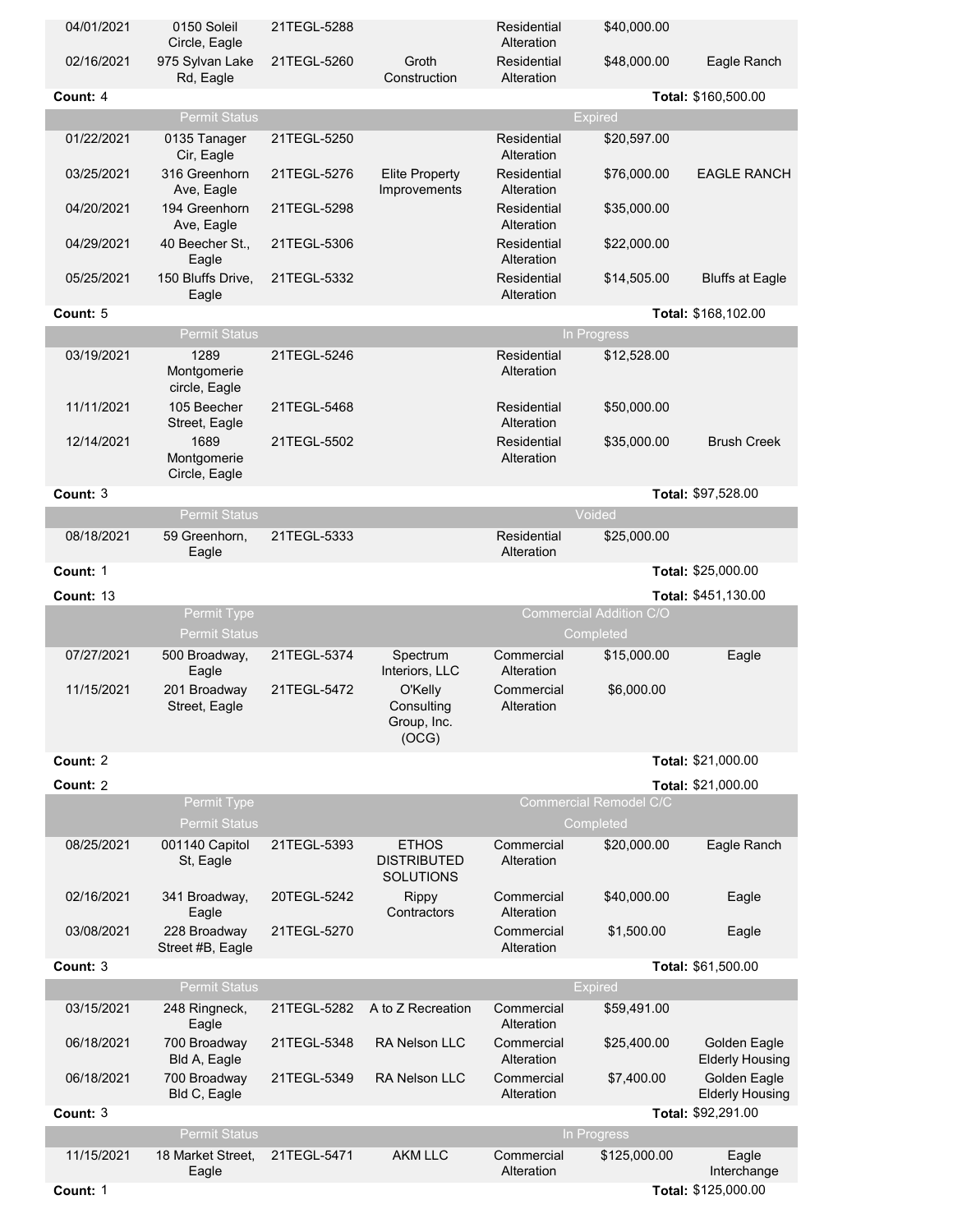| | | | | | | |
|---|---|---|---|---|---|---|
| 04/01/2021 | 0150 Soleil Circle, Eagle | 21TEGL-5288 | | Residential Alteration | $40,000.00 | |
| 02/16/2021 | 975 Sylvan Lake Rd, Eagle | 21TEGL-5260 | Groth Construction | Residential Alteration | $48,000.00 | Eagle Ranch |
| **Count:** 4 | | | | | | **Total:** $160,500.00 |
| | Permit Status | | | | Expired | |
| 01/22/2021 | 0135 Tanager Cir, Eagle | 21TEGL-5250 | | Residential Alteration | $20,597.00 | |
| 03/25/2021 | 316 Greenhorn Ave, Eagle | 21TEGL-5276 | Elite Property Improvements | Residential Alteration | $76,000.00 | EAGLE RANCH |
| 04/20/2021 | 194 Greenhorn Ave, Eagle | 21TEGL-5298 | | Residential Alteration | $35,000.00 | |
| 04/29/2021 | 40 Beecher St., Eagle | 21TEGL-5306 | | Residential Alteration | $22,000.00 | |
| 05/25/2021 | 150 Bluffs Drive, Eagle | 21TEGL-5332 | | Residential Alteration | $14,505.00 | Bluffs at Eagle |
| **Count:** 5 | | | | | | **Total:** $168,102.00 |
| | Permit Status | | | | In Progress | |
| 03/19/2021 | 1289 Montgomerie circle, Eagle | 21TEGL-5246 | | Residential Alteration | $12,528.00 | |
| 11/11/2021 | 105 Beecher Street, Eagle | 21TEGL-5468 | | Residential Alteration | $50,000.00 | |
| 12/14/2021 | 1689 Montgomerie Circle, Eagle | 21TEGL-5502 | | Residential Alteration | $35,000.00 | Brush Creek |
| **Count:** 3 | | | | | | **Total:** $97,528.00 |
| | Permit Status | | | | Voided | |
| 08/18/2021 | 59 Greenhorn, Eagle | 21TEGL-5333 | | Residential Alteration | $25,000.00 | |
| **Count:** 1 | | | | | | **Total:** $25,000.00 |
| **Count:** 13 | | | | | | **Total:** $451,130.00 |
| | Permit Type | | | | Commercial Addition C/O | |
| | Permit Status | | | | Completed | |
| 07/27/2021 | 500 Broadway, Eagle | 21TEGL-5374 | Spectrum Interiors, LLC | Commercial Alteration | $15,000.00 | Eagle |
| 11/15/2021 | 201 Broadway Street, Eagle | 21TEGL-5472 | O'Kelly Consulting Group, Inc. (OCG) | Commercial Alteration | $6,000.00 | |
| **Count:** 2 | | | | | | **Total:** $21,000.00 |
| **Count:** 2 | | | | | | **Total:** $21,000.00 |
| | Permit Type | | | | Commercial Remodel C/C | |
| | Permit Status | | | | Completed | |
| 08/25/2021 | 001140 Capitol St, Eagle | 21TEGL-5393 | ETHOS DISTRIBUTED SOLUTIONS | Commercial Alteration | $20,000.00 | Eagle Ranch |
| 02/16/2021 | 341 Broadway, Eagle | 20TEGL-5242 | Rippy Contractors | Commercial Alteration | $40,000.00 | Eagle |
| 03/08/2021 | 228 Broadway Street #B, Eagle | 21TEGL-5270 | | Commercial Alteration | $1,500.00 | Eagle |
| **Count:** 3 | | | | | | **Total:** $61,500.00 |
| | Permit Status | | | | Expired | |
| 03/15/2021 | 248 Ringneck, Eagle | 21TEGL-5282 | A to Z Recreation | Commercial Alteration | $59,491.00 | |
| 06/18/2021 | 700 Broadway Bld A, Eagle | 21TEGL-5348 | RA Nelson LLC | Commercial Alteration | $25,400.00 | Golden Eagle Elderly Housing |
| 06/18/2021 | 700 Broadway Bld C, Eagle | 21TEGL-5349 | RA Nelson LLC | Commercial Alteration | $7,400.00 | Golden Eagle Elderly Housing |
| **Count:** 3 | | | | | | **Total:** $92,291.00 |
| | Permit Status | | | | In Progress | |
| 11/15/2021 | 18 Market Street, Eagle | 21TEGL-5471 | AKM LLC | Commercial Alteration | $125,000.00 | Eagle Interchange |
| **Count:** 1 | | | | | | **Total:** $125,000.00 |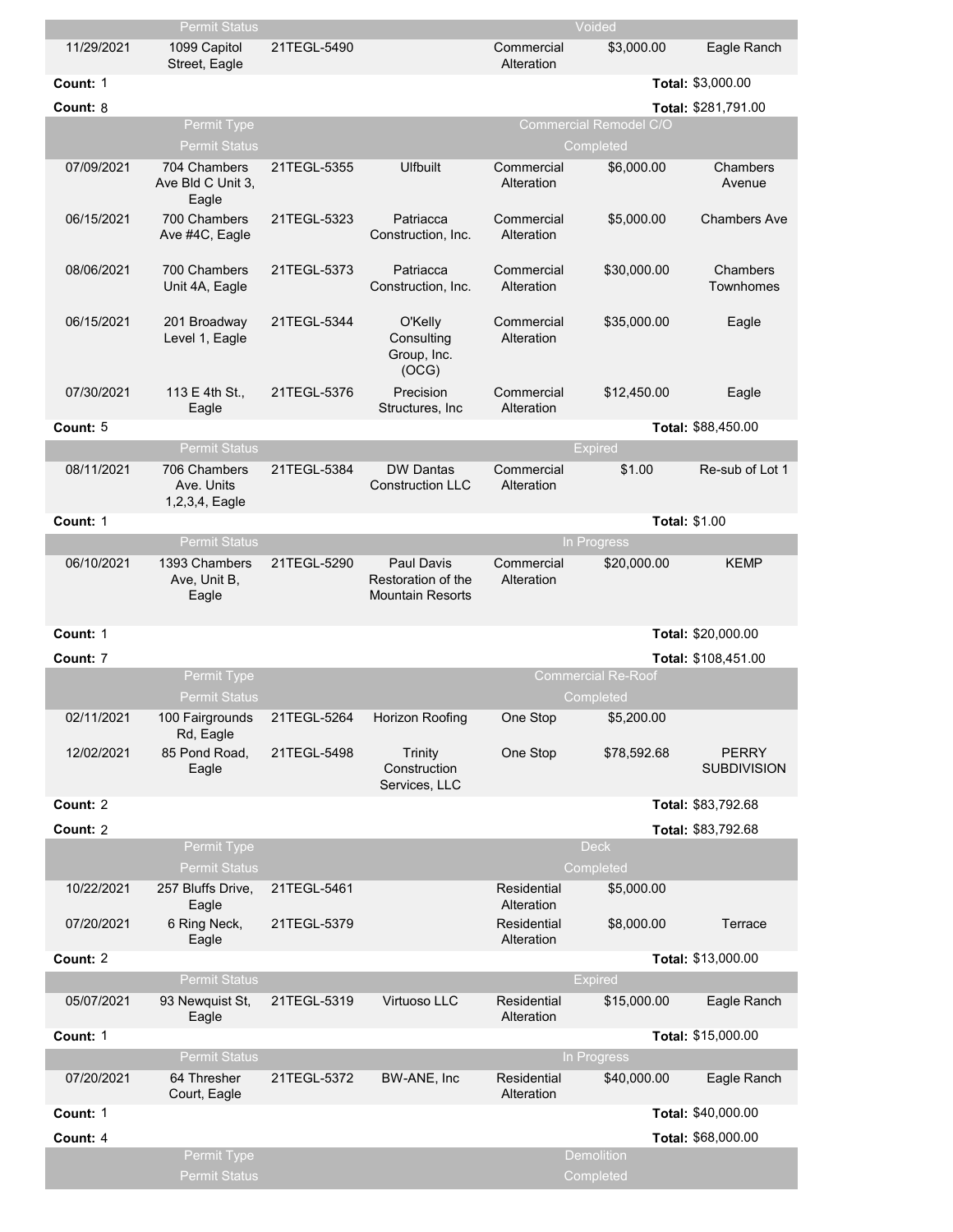| | Permit Status | | | | Voided | |
|---|---|---|---|---|---|---|
| 11/29/2021 | 1099 Capitol Street, Eagle | 21TEGL-5490 | | Commercial Alteration | $3,000.00 | Eagle Ranch |
| **Count:** 1 | | | | | | **Total:** $3,000.00 |
| **Count:** 8 | | | | | | **Total:** $281,791.00 |
| | Permit Type | | | | Commercial Remodel C/O | |
| | Permit Status | | | | Completed | |
| 07/09/2021 | 704 Chambers Ave Bld C Unit 3, Eagle | 21TEGL-5355 | Ulfbuilt | Commercial Alteration | $6,000.00 | Chambers Avenue |
| 06/15/2021 | 700 Chambers Ave #4C, Eagle | 21TEGL-5323 | Patriacca Construction, Inc. | Commercial Alteration | $5,000.00 | Chambers Ave |
| 08/06/2021 | 700 Chambers Unit 4A, Eagle | 21TEGL-5373 | Patriacca Construction, Inc. | Commercial Alteration | $30,000.00 | Chambers Townhomes |
| 06/15/2021 | 201 Broadway Level 1, Eagle | 21TEGL-5344 | O'Kelly Consulting Group, Inc. (OCG) | Commercial Alteration | $35,000.00 | Eagle |
| 07/30/2021 | 113 E 4th St., Eagle | 21TEGL-5376 | Precision Structures, Inc | Commercial Alteration | $12,450.00 | Eagle |
| **Count:** 5 | | | | | | **Total:** $88,450.00 |
| | Permit Status | | | | Expired | |
| 08/11/2021 | 706 Chambers Ave. Units 1,2,3,4, Eagle | 21TEGL-5384 | DW Dantas Construction LLC | Commercial Alteration | $1.00 | Re-sub of Lot 1 |
| **Count:** 1 | | | | | | **Total:** $1.00 |
| | Permit Status | | | | In Progress | |
| 06/10/2021 | 1393 Chambers Ave, Unit B, Eagle | 21TEGL-5290 | Paul Davis Restoration of the Mountain Resorts | Commercial Alteration | $20,000.00 | KEMP |
| **Count:** 1 | | | | | | **Total:** $20,000.00 |
| **Count:** 7 | | | | | | **Total:** $108,451.00 |
| | Permit Type | | | | Commercial Re-Roof | |
| | Permit Status | | | | Completed | |
| 02/11/2021 | 100 Fairgrounds Rd, Eagle | 21TEGL-5264 | Horizon Roofing | One Stop | $5,200.00 | |
| 12/02/2021 | 85 Pond Road, Eagle | 21TEGL-5498 | Trinity Construction Services, LLC | One Stop | $78,592.68 | PERRY SUBDIVISION |
| **Count:** 2 | | | | | | **Total:** $83,792.68 |
| **Count:** 2 | | | | | | **Total:** $83,792.68 |
| | Permit Type | | | | Deck | |
| | Permit Status | | | | Completed | |
| 10/22/2021 | 257 Bluffs Drive, Eagle | 21TEGL-5461 | | Residential Alteration | $5,000.00 | |
| 07/20/2021 | 6 Ring Neck, Eagle | 21TEGL-5379 | | Residential Alteration | $8,000.00 | Terrace |
| **Count:** 2 | | | | | | **Total:** $13,000.00 |
| | Permit Status | | | | Expired | |
| 05/07/2021 | 93 Newquist St, Eagle | 21TEGL-5319 | Virtuoso LLC | Residential Alteration | $15,000.00 | Eagle Ranch |
| **Count:** 1 | | | | | | **Total:** $15,000.00 |
| | Permit Status | | | | In Progress | |
| 07/20/2021 | 64 Thresher Court, Eagle | 21TEGL-5372 | BW-ANE, Inc | Residential Alteration | $40,000.00 | Eagle Ranch |
| **Count:** 1 | | | | | | **Total:** $40,000.00 |
| **Count:** 4 | | | | | | **Total:** $68,000.00 |
| | Permit Type | | | | Demolition | |
| | Permit Status | | | | Completed | |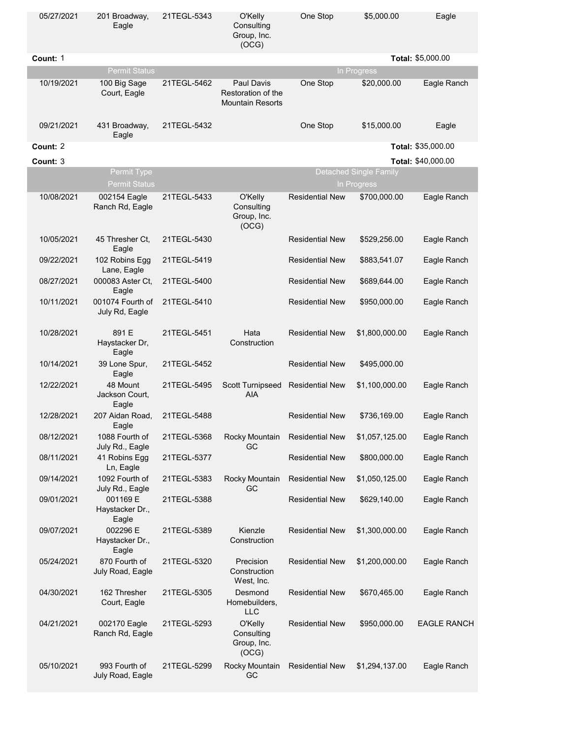| | | | | | | |
|---|---|---|---|---|---|---|
| 05/27/2021 | 201 Broadway, Eagle | 21TEGL-5343 | O'Kelly Consulting Group, Inc. (OCG) | One Stop | $5,000.00 | Eagle |
| **Count:** 1 | | | | | **Total:** $5,000.00 | |
| | Permit Status | | | | In Progress | |
| 10/19/2021 | 100 Big Sage Court, Eagle | 21TEGL-5462 | Paul Davis Restoration of the Mountain Resorts | One Stop | $20,000.00 | Eagle Ranch |
| 09/21/2021 | 431 Broadway, Eagle | 21TEGL-5432 | | One Stop | $15,000.00 | Eagle |
| **Count:** 2 | | | | | **Total:** $35,000.00 | |
| **Count:** 3 | | | | | **Total:** $40,000.00 | |
| | Permit Type | | | | Detached Single Family | |
| | Permit Status | | | | In Progress | |
| 10/08/2021 | 002154 Eagle Ranch Rd, Eagle | 21TEGL-5433 | O'Kelly Consulting Group, Inc. (OCG) | Residential New | $700,000.00 | Eagle Ranch |
| 10/05/2021 | 45 Thresher Ct, Eagle | 21TEGL-5430 | | Residential New | $529,256.00 | Eagle Ranch |
| 09/22/2021 | 102 Robins Egg Lane, Eagle | 21TEGL-5419 | | Residential New | $883,541.07 | Eagle Ranch |
| 08/27/2021 | 000083 Aster Ct, Eagle | 21TEGL-5400 | | Residential New | $689,644.00 | Eagle Ranch |
| 10/11/2021 | 001074 Fourth of July Rd, Eagle | 21TEGL-5410 | | Residential New | $950,000.00 | Eagle Ranch |
| 10/28/2021 | 891 E Haystacker Dr, Eagle | 21TEGL-5451 | Hata Construction | Residential New | $1,800,000.00 | Eagle Ranch |
| 10/14/2021 | 39 Lone Spur, Eagle | 21TEGL-5452 | | Residential New | $495,000.00 | |
| 12/22/2021 | 48 Mount Jackson Court, Eagle | 21TEGL-5495 | Scott Turnipseed AIA | Residential New | $1,100,000.00 | Eagle Ranch |
| 12/28/2021 | 207 Aidan Road, Eagle | 21TEGL-5488 | | Residential New | $736,169.00 | Eagle Ranch |
| 08/12/2021 | 1088 Fourth of July Rd., Eagle | 21TEGL-5368 | Rocky Mountain GC | Residential New | $1,057,125.00 | Eagle Ranch |
| 08/11/2021 | 41 Robins Egg Ln, Eagle | 21TEGL-5377 | | Residential New | $800,000.00 | Eagle Ranch |
| 09/14/2021 | 1092 Fourth of July Rd., Eagle | 21TEGL-5383 | Rocky Mountain GC | Residential New | $1,050,125.00 | Eagle Ranch |
| 09/01/2021 | 001169 E Haystacker Dr., Eagle | 21TEGL-5388 | | Residential New | $629,140.00 | Eagle Ranch |
| 09/07/2021 | 002296 E Haystacker Dr., Eagle | 21TEGL-5389 | Kienzle Construction | Residential New | $1,300,000.00 | Eagle Ranch |
| 05/24/2021 | 870 Fourth of July Road, Eagle | 21TEGL-5320 | Precision Construction West, Inc. | Residential New | $1,200,000.00 | Eagle Ranch |
| 04/30/2021 | 162 Thresher Court, Eagle | 21TEGL-5305 | Desmond Homebuilders, LLC | Residential New | $670,465.00 | Eagle Ranch |
| 04/21/2021 | 002170 Eagle Ranch Rd, Eagle | 21TEGL-5293 | O'Kelly Consulting Group, Inc. (OCG) | Residential New | $950,000.00 | EAGLE RANCH |
| 05/10/2021 | 993 Fourth of July Road, Eagle | 21TEGL-5299 | Rocky Mountain GC | Residential New | $1,294,137.00 | Eagle Ranch |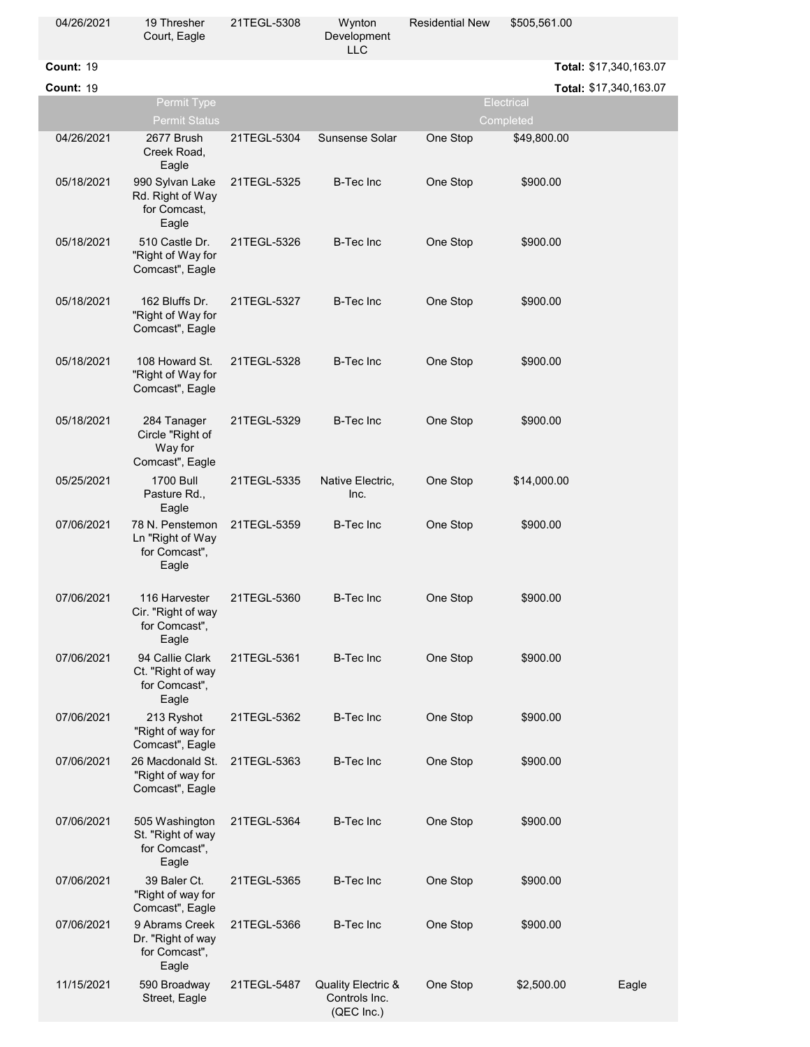| | | | | | | |
|---|---|---|---|---|---|---|
| 04/26/2021 | 19 Thresher Court, Eagle | 21TEGL-5308 | Wynton Development LLC | Residential New | $505,561.00 | |

**Count:** 19 **Total:** $17,340,163.07

**Count:** 19 **Total:** $17,340,163.07

| | Permit Type / Permit Status | | | | Electrical / Completed | |
|---|---|---|---|---|---|---|
| 04/26/2021 | 2677 Brush Creek Road, Eagle | 21TEGL-5304 | Sunsense Solar | One Stop | $49,800.00 | |
| 05/18/2021 | 990 Sylvan Lake Rd. Right of Way for Comcast, Eagle | 21TEGL-5325 | B-Tec Inc | One Stop | $900.00 | |
| 05/18/2021 | 510 Castle Dr. "Right of Way for Comcast", Eagle | 21TEGL-5326 | B-Tec Inc | One Stop | $900.00 | |
| 05/18/2021 | 162 Bluffs Dr. "Right of Way for Comcast", Eagle | 21TEGL-5327 | B-Tec Inc | One Stop | $900.00 | |
| 05/18/2021 | 108 Howard St. "Right of Way for Comcast", Eagle | 21TEGL-5328 | B-Tec Inc | One Stop | $900.00 | |
| 05/18/2021 | 284 Tanager Circle "Right of Way for Comcast", Eagle | 21TEGL-5329 | B-Tec Inc | One Stop | $900.00 | |
| 05/25/2021 | 1700 Bull Pasture Rd., Eagle | 21TEGL-5335 | Native Electric, Inc. | One Stop | $14,000.00 | |
| 07/06/2021 | 78 N. Penstemon Ln "Right of Way for Comcast", Eagle | 21TEGL-5359 | B-Tec Inc | One Stop | $900.00 | |
| 07/06/2021 | 116 Harvester Cir. "Right of way for Comcast", Eagle | 21TEGL-5360 | B-Tec Inc | One Stop | $900.00 | |
| 07/06/2021 | 94 Callie Clark Ct. "Right of way for Comcast", Eagle | 21TEGL-5361 | B-Tec Inc | One Stop | $900.00 | |
| 07/06/2021 | 213 Ryshot "Right of way for Comcast", Eagle | 21TEGL-5362 | B-Tec Inc | One Stop | $900.00 | |
| 07/06/2021 | 26 Macdonald St. "Right of way for Comcast", Eagle | 21TEGL-5363 | B-Tec Inc | One Stop | $900.00 | |
| 07/06/2021 | 505 Washington St. "Right of way for Comcast", Eagle | 21TEGL-5364 | B-Tec Inc | One Stop | $900.00 | |
| 07/06/2021 | 39 Baler Ct. "Right of way for Comcast", Eagle | 21TEGL-5365 | B-Tec Inc | One Stop | $900.00 | |
| 07/06/2021 | 9 Abrams Creek Dr. "Right of way for Comcast", Eagle | 21TEGL-5366 | B-Tec Inc | One Stop | $900.00 | |
| 11/15/2021 | 590 Broadway Street, Eagle | 21TEGL-5487 | Quality Electric & Controls Inc. (QEC Inc.) | One Stop | $2,500.00 | Eagle |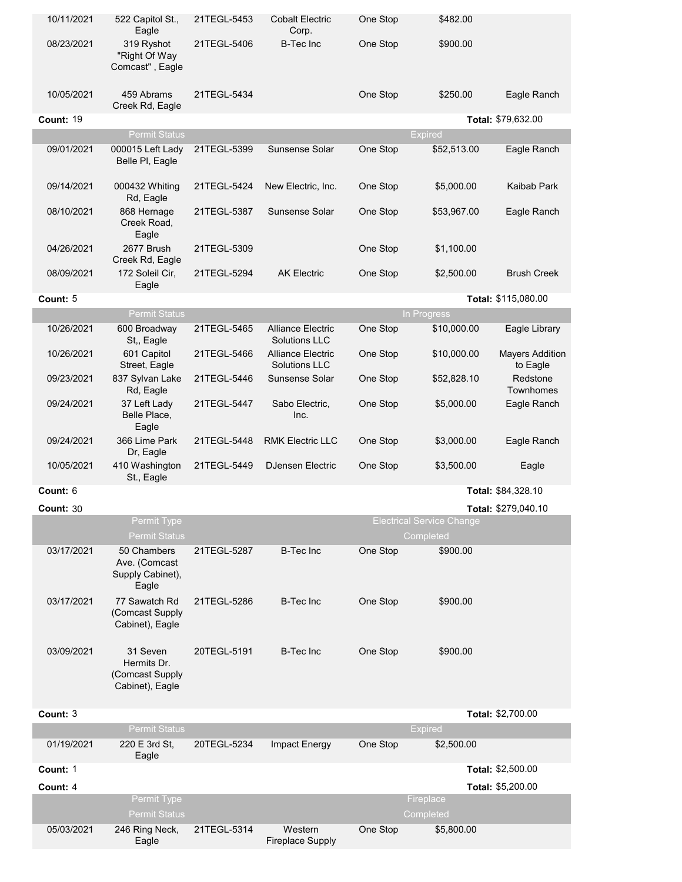| | | | | | | |
|---|---|---|---|---|---|---|
| 10/11/2021 | 522 Capitol St., Eagle | 21TEGL-5453 | Cobalt Electric Corp. | One Stop | $482.00 | |
| 08/23/2021 | 319 Ryshot "Right Of Way Comcast" , Eagle | 21TEGL-5406 | B-Tec Inc | One Stop | $900.00 | |
| 10/05/2021 | 459 Abrams Creek Rd, Eagle | 21TEGL-5434 | | One Stop | $250.00 | Eagle Ranch |
| **Count:** 19 | | | | | | **Total:** $79,632.00 |
| | Permit Status | | | | Expired | |
| 09/01/2021 | 000015 Left Lady Belle Pl, Eagle | 21TEGL-5399 | Sunsense Solar | One Stop | $52,513.00 | Eagle Ranch |
| 09/14/2021 | 000432 Whiting Rd, Eagle | 21TEGL-5424 | New Electric, Inc. | One Stop | $5,000.00 | Kaibab Park |
| 08/10/2021 | 868 Hernage Creek Road, Eagle | 21TEGL-5387 | Sunsense Solar | One Stop | $53,967.00 | Eagle Ranch |
| 04/26/2021 | 2677 Brush Creek Rd, Eagle | 21TEGL-5309 | | One Stop | $1,100.00 | |
| 08/09/2021 | 172 Soleil Cir, Eagle | 21TEGL-5294 | AK Electric | One Stop | $2,500.00 | Brush Creek |
| **Count:** 5 | | | | | | **Total:** $115,080.00 |
| | Permit Status | | | | In Progress | |
| 10/26/2021 | 600 Broadway St,, Eagle | 21TEGL-5465 | Alliance Electric Solutions LLC | One Stop | $10,000.00 | Eagle Library |
| 10/26/2021 | 601 Capitol Street, Eagle | 21TEGL-5466 | Alliance Electric Solutions LLC | One Stop | $10,000.00 | Mayers Addition to Eagle |
| 09/23/2021 | 837 Sylvan Lake Rd, Eagle | 21TEGL-5446 | Sunsense Solar | One Stop | $52,828.10 | Redstone Townhomes |
| 09/24/2021 | 37 Left Lady Belle Place, Eagle | 21TEGL-5447 | Sabo Electric, Inc. | One Stop | $5,000.00 | Eagle Ranch |
| 09/24/2021 | 366 Lime Park Dr, Eagle | 21TEGL-5448 | RMK Electric LLC | One Stop | $3,000.00 | Eagle Ranch |
| 10/05/2021 | 410 Washington St., Eagle | 21TEGL-5449 | DJensen Electric | One Stop | $3,500.00 | Eagle |
| **Count:** 6 | | | | | | **Total:** $84,328.10 |
| **Count:** 30 | | | | | | **Total:** $279,040.10 |
| | Permit Type | | | | Electrical Service Change | |
| | Permit Status | | | | Completed | |
| 03/17/2021 | 50 Chambers Ave. (Comcast Supply Cabinet), Eagle | 21TEGL-5287 | B-Tec Inc | One Stop | $900.00 | |
| 03/17/2021 | 77 Sawatch Rd (Comcast Supply Cabinet), Eagle | 21TEGL-5286 | B-Tec Inc | One Stop | $900.00 | |
| 03/09/2021 | 31 Seven Hermits Dr. (Comcast Supply Cabinet), Eagle | 20TEGL-5191 | B-Tec Inc | One Stop | $900.00 | |
| **Count:** 3 | | | | | | **Total:** $2,700.00 |
| | Permit Status | | | | Expired | |
| 01/19/2021 | 220 E 3rd St, Eagle | 20TEGL-5234 | Impact Energy | One Stop | $2,500.00 | |
| **Count:** 1 | | | | | | **Total:** $2,500.00 |
| **Count:** 4 | | | | | | **Total:** $5,200.00 |
| | Permit Type | | | | Fireplace | |
| | Permit Status | | | | Completed | |
| 05/03/2021 | 246 Ring Neck, Eagle | 21TEGL-5314 | Western Fireplace Supply | One Stop | $5,800.00 | |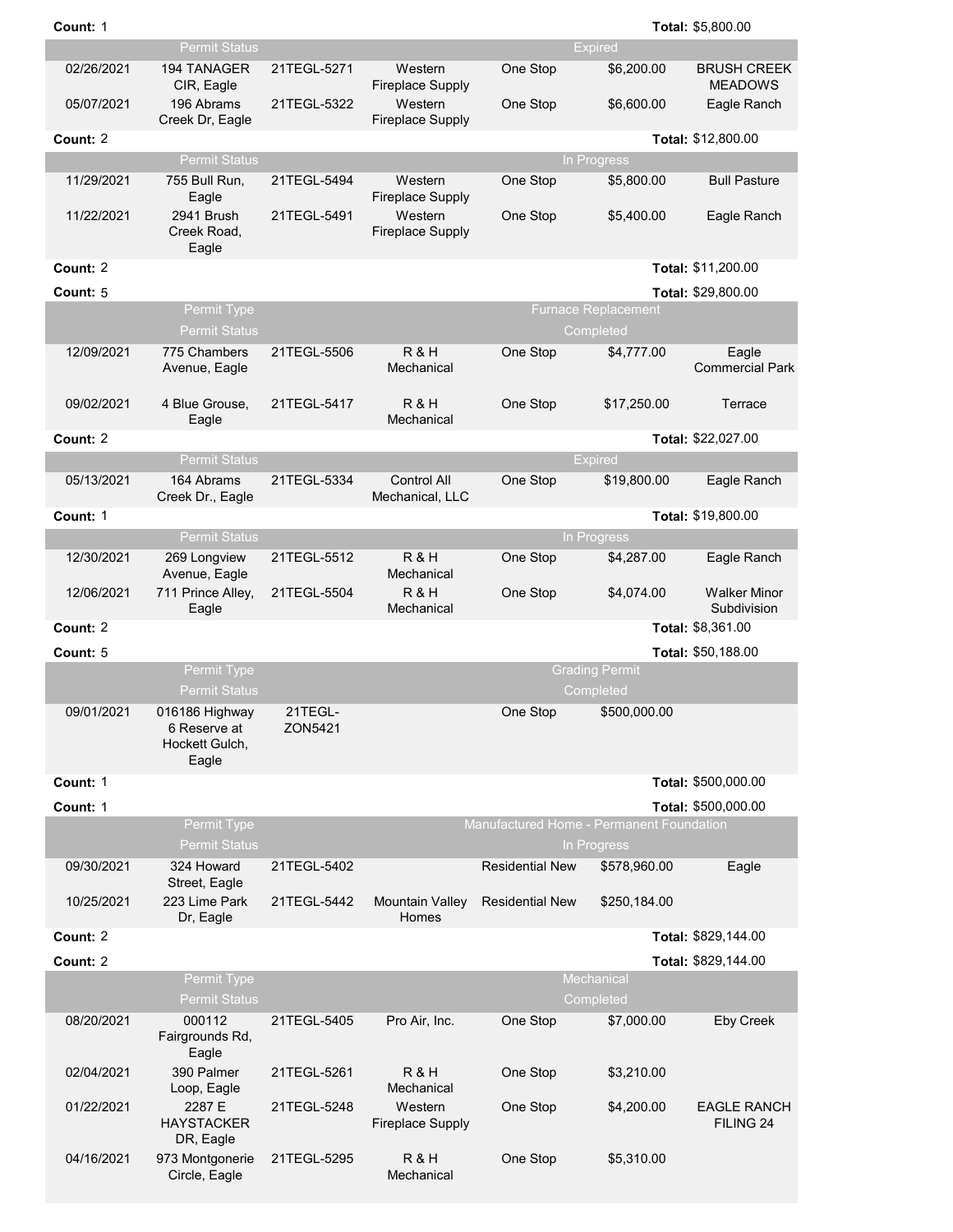| | | | | | | |
|---|---|---|---|---|---|---|
| **Count:** 1 | | | | | | **Total:** $5,800.00 |
| | Permit Status | | | | Expired | |
| 02/26/2021 | 194 TANAGER CIR, Eagle | 21TEGL-5271 | Western Fireplace Supply | One Stop | $6,200.00 | BRUSH CREEK MEADOWS |
| 05/07/2021 | 196 Abrams Creek Dr, Eagle | 21TEGL-5322 | Western Fireplace Supply | One Stop | $6,600.00 | Eagle Ranch |
| **Count:** 2 | | | | | | **Total:** $12,800.00 |
| | Permit Status | | | | In Progress | |
| 11/29/2021 | 755 Bull Run, Eagle | 21TEGL-5494 | Western Fireplace Supply | One Stop | $5,800.00 | Bull Pasture |
| 11/22/2021 | 2941 Brush Creek Road, Eagle | 21TEGL-5491 | Western Fireplace Supply | One Stop | $5,400.00 | Eagle Ranch |
| **Count:** 2 | | | | | | **Total:** $11,200.00 |
| **Count:** 5 | | | | | | **Total:** $29,800.00 |
| | Permit Type | | | | Furnace Replacement | |
| | Permit Status | | | | Completed | |
| 12/09/2021 | 775 Chambers Avenue, Eagle | 21TEGL-5506 | R & H Mechanical | One Stop | $4,777.00 | Eagle Commercial Park |
| 09/02/2021 | 4 Blue Grouse, Eagle | 21TEGL-5417 | R & H Mechanical | One Stop | $17,250.00 | Terrace |
| **Count:** 2 | | | | | | **Total:** $22,027.00 |
| | Permit Status | | | | Expired | |
| 05/13/2021 | 164 Abrams Creek Dr., Eagle | 21TEGL-5334 | Control All Mechanical, LLC | One Stop | $19,800.00 | Eagle Ranch |
| **Count:** 1 | | | | | | **Total:** $19,800.00 |
| | Permit Status | | | | In Progress | |
| 12/30/2021 | 269 Longview Avenue, Eagle | 21TEGL-5512 | R & H Mechanical | One Stop | $4,287.00 | Eagle Ranch |
| 12/06/2021 | 711 Prince Alley, Eagle | 21TEGL-5504 | R & H Mechanical | One Stop | $4,074.00 | Walker Minor Subdivision |
| **Count:** 2 | | | | | | **Total:** $8,361.00 |
| **Count:** 5 | | | | | | **Total:** $50,188.00 |
| | Permit Type | | | | Grading Permit | |
| | Permit Status | | | | Completed | |
| 09/01/2021 | 016186 Highway 6 Reserve at Hockett Gulch, Eagle | 21TEGL-ZON5421 | | One Stop | $500,000.00 | |
| **Count:** 1 | | | | | | **Total:** $500,000.00 |
| **Count:** 1 | | | | | | **Total:** $500,000.00 |
| | Permit Type | | | | Manufactured Home - Permanent Foundation | |
| | Permit Status | | | | In Progress | |
| 09/30/2021 | 324 Howard Street, Eagle | 21TEGL-5402 | | Residential New | $578,960.00 | Eagle |
| 10/25/2021 | 223 Lime Park Dr, Eagle | 21TEGL-5442 | Mountain Valley Homes | Residential New | $250,184.00 | |
| **Count:** 2 | | | | | | **Total:** $829,144.00 |
| **Count:** 2 | | | | | | **Total:** $829,144.00 |
| | Permit Type | | | | Mechanical | |
| | Permit Status | | | | Completed | |
| 08/20/2021 | 000112 Fairgrounds Rd, Eagle | 21TEGL-5405 | Pro Air, Inc. | One Stop | $7,000.00 | Eby Creek |
| 02/04/2021 | 390 Palmer Loop, Eagle | 21TEGL-5261 | R & H Mechanical | One Stop | $3,210.00 | |
| 01/22/2021 | 2287 E HAYSTACKER DR, Eagle | 21TEGL-5248 | Western Fireplace Supply | One Stop | $4,200.00 | EAGLE RANCH FILING 24 |
| 04/16/2021 | 973 Montgonerie Circle, Eagle | 21TEGL-5295 | R & H Mechanical | One Stop | $5,310.00 | |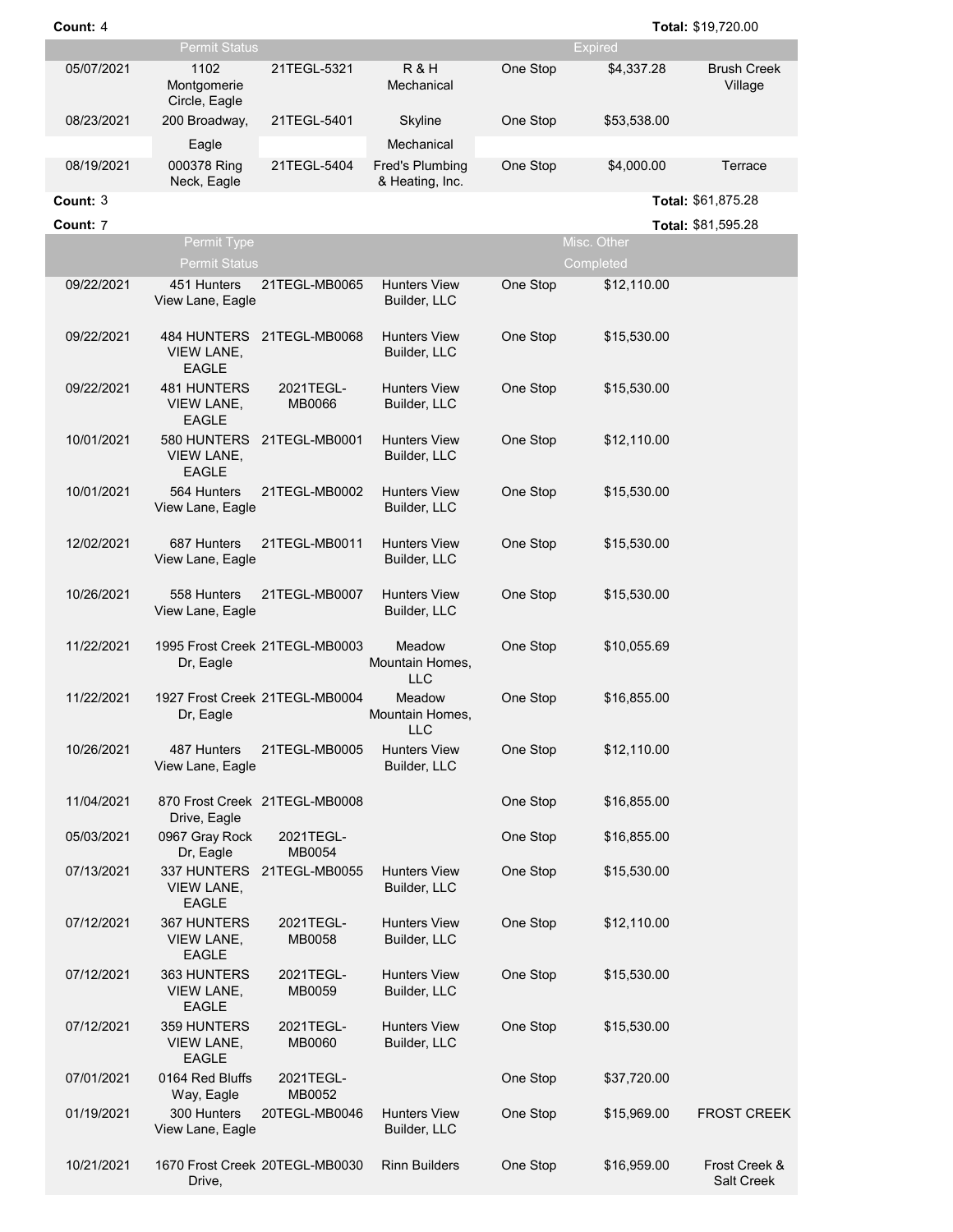**Count:** 4 **Total:** $19,720.00

| | Permit Status | | | | Expired | |
|---|---|---|---|---|---|---|
| 05/07/2021 | 1102 Montgomerie Circle, Eagle | 21TEGL-5321 | R & H Mechanical | One Stop | $4,337.28 | Brush Creek Village |
| 08/23/2021 | 200 Broadway, Eagle | 21TEGL-5401 | Skyline Mechanical | One Stop | $53,538.00 | |
| 08/19/2021 | 000378 Ring Neck, Eagle | 21TEGL-5404 | Fred's Plumbing & Heating, Inc. | One Stop | $4,000.00 | Terrace |

**Count:** 3 **Total:** $61,875.28

**Count:** 7 **Total:** $81,595.28

| | Permit Type | | | | Misc. Other | |
|---|---|---|---|---|---|---|
| | Permit Status | | | | Completed | |
| 09/22/2021 | 451 Hunters View Lane, Eagle | 21TEGL-MB0065 | Hunters View Builder, LLC | One Stop | $12,110.00 | |
| 09/22/2021 | 484 HUNTERS VIEW LANE, EAGLE | 21TEGL-MB0068 | Hunters View Builder, LLC | One Stop | $15,530.00 | |
| 09/22/2021 | 481 HUNTERS VIEW LANE, EAGLE | 2021TEGL-MB0066 | Hunters View Builder, LLC | One Stop | $15,530.00 | |
| 10/01/2021 | 580 HUNTERS VIEW LANE, EAGLE | 21TEGL-MB0001 | Hunters View Builder, LLC | One Stop | $12,110.00 | |
| 10/01/2021 | 564 Hunters View Lane, Eagle | 21TEGL-MB0002 | Hunters View Builder, LLC | One Stop | $15,530.00 | |
| 12/02/2021 | 687 Hunters View Lane, Eagle | 21TEGL-MB0011 | Hunters View Builder, LLC | One Stop | $15,530.00 | |
| 10/26/2021 | 558 Hunters View Lane, Eagle | 21TEGL-MB0007 | Hunters View Builder, LLC | One Stop | $15,530.00 | |
| 11/22/2021 | 1995 Frost Creek Dr, Eagle | 21TEGL-MB0003 | Meadow Mountain Homes, LLC | One Stop | $10,055.69 | |
| 11/22/2021 | 1927 Frost Creek Dr, Eagle | 21TEGL-MB0004 | Meadow Mountain Homes, LLC | One Stop | $16,855.00 | |
| 10/26/2021 | 487 Hunters View Lane, Eagle | 21TEGL-MB0005 | Hunters View Builder, LLC | One Stop | $12,110.00 | |
| 11/04/2021 | 870 Frost Creek Drive, Eagle | 21TEGL-MB0008 | | One Stop | $16,855.00 | |
| 05/03/2021 | 0967 Gray Rock Dr, Eagle | 2021TEGL-MB0054 | | One Stop | $16,855.00 | |
| 07/13/2021 | 337 HUNTERS VIEW LANE, EAGLE | 21TEGL-MB0055 | Hunters View Builder, LLC | One Stop | $15,530.00 | |
| 07/12/2021 | 367 HUNTERS VIEW LANE, EAGLE | 2021TEGL-MB0058 | Hunters View Builder, LLC | One Stop | $12,110.00 | |
| 07/12/2021 | 363 HUNTERS VIEW LANE, EAGLE | 2021TEGL-MB0059 | Hunters View Builder, LLC | One Stop | $15,530.00 | |
| 07/12/2021 | 359 HUNTERS VIEW LANE, EAGLE | 2021TEGL-MB0060 | Hunters View Builder, LLC | One Stop | $15,530.00 | |
| 07/01/2021 | 0164 Red Bluffs Way, Eagle | 2021TEGL-MB0052 | | One Stop | $37,720.00 | |
| 01/19/2021 | 300 Hunters View Lane, Eagle | 20TEGL-MB0046 | Hunters View Builder, LLC | One Stop | $15,969.00 | FROST CREEK |
| 10/21/2021 | 1670 Frost Creek Drive, | 20TEGL-MB0030 | Rinn Builders | One Stop | $16,959.00 | Frost Creek & Salt Creek |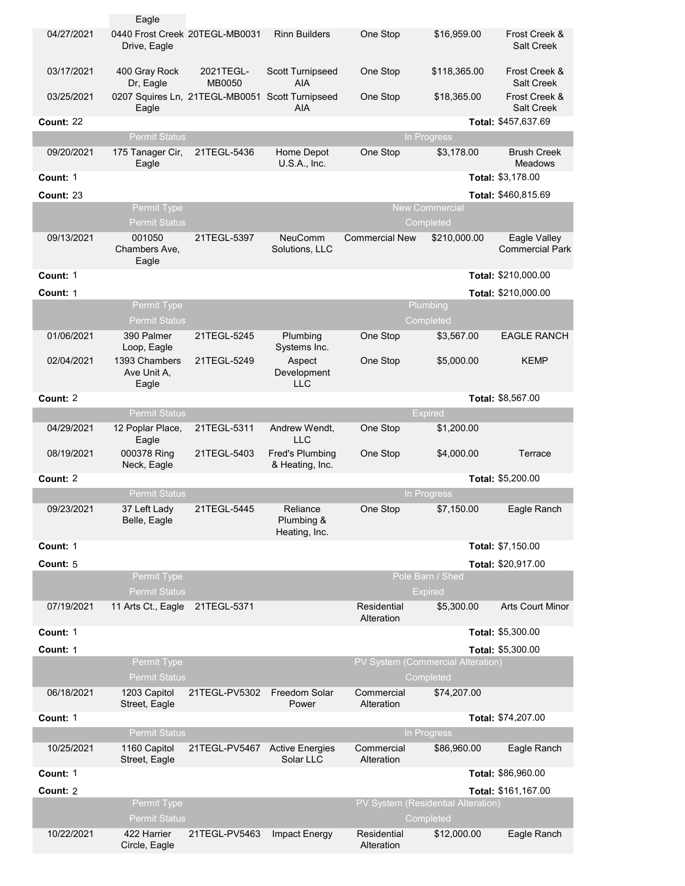| | | | | | | |
|---|---|---|---|---|---|---|
| | Eagle | | | | | |
| 04/27/2021 | 0440 Frost Creek Drive, Eagle | 20TEGL-MB0031 | Rinn Builders | One Stop | $16,959.00 | Frost Creek & Salt Creek |
| 03/17/2021 | 400 Gray Rock Dr, Eagle | 2021TEGL-MB0050 | Scott Turnipseed AIA | One Stop | $118,365.00 | Frost Creek & Salt Creek |
| 03/25/2021 | 0207 Squires Ln, Eagle | 21TEGL-MB0051 | Scott Turnipseed AIA | One Stop | $18,365.00 | Frost Creek & Salt Creek |
| **Count:** 22 | | | | | **Total:** $457,637.69 | |
| | Permit Status | | | | In Progress | |
| 09/20/2021 | 175 Tanager Cir, Eagle | 21TEGL-5436 | Home Depot U.S.A., Inc. | One Stop | $3,178.00 | Brush Creek Meadows |
| **Count:** 1 | | | | | **Total:** $3,178.00 | |
| **Count:** 23 | | | | | **Total:** $460,815.69 | |
| | Permit Type | | | | New Commercial | |
| | Permit Status | | | | Completed | |
| 09/13/2021 | 001050 Chambers Ave, Eagle | 21TEGL-5397 | NeuComm Solutions, LLC | Commercial New | $210,000.00 | Eagle Valley Commercial Park |
| **Count:** 1 | | | | | **Total:** $210,000.00 | |
| **Count:** 1 | | | | | **Total:** $210,000.00 | |
| | Permit Type | | | | Plumbing | |
| | Permit Status | | | | Completed | |
| 01/06/2021 | 390 Palmer Loop, Eagle | 21TEGL-5245 | Plumbing Systems Inc. | One Stop | $3,567.00 | EAGLE RANCH |
| 02/04/2021 | 1393 Chambers Ave Unit A, Eagle | 21TEGL-5249 | Aspect Development LLC | One Stop | $5,000.00 | KEMP |
| **Count:** 2 | | | | | **Total:** $8,567.00 | |
| | Permit Status | | | | Expired | |
| 04/29/2021 | 12 Poplar Place, Eagle | 21TEGL-5311 | Andrew Wendt, LLC | One Stop | $1,200.00 | |
| 08/19/2021 | 000378 Ring Neck, Eagle | 21TEGL-5403 | Fred's Plumbing & Heating, Inc. | One Stop | $4,000.00 | Terrace |
| **Count:** 2 | | | | | **Total:** $5,200.00 | |
| | Permit Status | | | | In Progress | |
| 09/23/2021 | 37 Left Lady Belle, Eagle | 21TEGL-5445 | Reliance Plumbing & Heating, Inc. | One Stop | $7,150.00 | Eagle Ranch |
| **Count:** 1 | | | | | **Total:** $7,150.00 | |
| **Count:** 5 | | | | | **Total:** $20,917.00 | |
| | Permit Type | | | | Pole Barn / Shed | |
| | Permit Status | | | | Expired | |
| 07/19/2021 | 11 Arts Ct., Eagle | 21TEGL-5371 | | Residential Alteration | $5,300.00 | Arts Court Minor |
| **Count:** 1 | | | | | **Total:** $5,300.00 | |
| **Count:** 1 | | | | | **Total:** $5,300.00 | |
| | Permit Type | | | | PV System (Commercial Alteration) | |
| | Permit Status | | | | Completed | |
| 06/18/2021 | 1203 Capitol Street, Eagle | 21TEGL-PV5302 | Freedom Solar Power | Commercial Alteration | $74,207.00 | |
| **Count:** 1 | | | | | **Total:** $74,207.00 | |
| | Permit Status | | | | In Progress | |
| 10/25/2021 | 1160 Capitol Street, Eagle | 21TEGL-PV5467 | Active Energies Solar LLC | Commercial Alteration | $86,960.00 | Eagle Ranch |
| **Count:** 1 | | | | | **Total:** $86,960.00 | |
| **Count:** 2 | | | | | **Total:** $161,167.00 | |
| | Permit Type | | | | PV System (Residential Alteration) | |
| | Permit Status | | | | Completed | |
| 10/22/2021 | 422 Harrier Circle, Eagle | 21TEGL-PV5463 | Impact Energy | Residential Alteration | $12,000.00 | Eagle Ranch |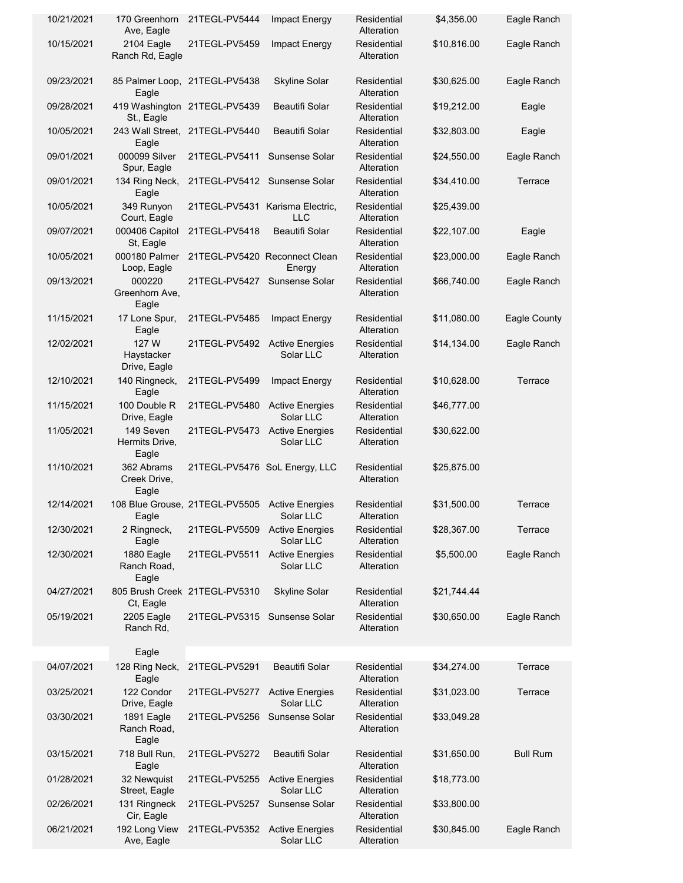| | | | | | | |
|---|---|---|---|---|---|---|
| 10/21/2021 | 170 Greenhorn Ave, Eagle | 21TEGL-PV5444 | Impact Energy | Residential Alteration | $4,356.00 | Eagle Ranch |
| 10/15/2021 | 2104 Eagle Ranch Rd, Eagle | 21TEGL-PV5459 | Impact Energy | Residential Alteration | $10,816.00 | Eagle Ranch |
| 09/23/2021 | 85 Palmer Loop, Eagle | 21TEGL-PV5438 | Skyline Solar | Residential Alteration | $30,625.00 | Eagle Ranch |
| 09/28/2021 | 419 Washington St., Eagle | 21TEGL-PV5439 | Beautifi Solar | Residential Alteration | $19,212.00 | Eagle |
| 10/05/2021 | 243 Wall Street, Eagle | 21TEGL-PV5440 | Beautifi Solar | Residential Alteration | $32,803.00 | Eagle |
| 09/01/2021 | 000099 Silver Spur, Eagle | 21TEGL-PV5411 | Sunsense Solar | Residential Alteration | $24,550.00 | Eagle Ranch |
| 09/01/2021 | 134 Ring Neck, Eagle | 21TEGL-PV5412 | Sunsense Solar | Residential Alteration | $34,410.00 | Terrace |
| 10/05/2021 | 349 Runyon Court, Eagle | 21TEGL-PV5431 | Karisma Electric, LLC | Residential Alteration | $25,439.00 | |
| 09/07/2021 | 000406 Capitol St, Eagle | 21TEGL-PV5418 | Beautifi Solar | Residential Alteration | $22,107.00 | Eagle |
| 10/05/2021 | 000180 Palmer Loop, Eagle | 21TEGL-PV5420 | Reconnect Clean Energy | Residential Alteration | $23,000.00 | Eagle Ranch |
| 09/13/2021 | 000220 Greenhorn Ave, Eagle | 21TEGL-PV5427 | Sunsense Solar | Residential Alteration | $66,740.00 | Eagle Ranch |
| 11/15/2021 | 17 Lone Spur, Eagle | 21TEGL-PV5485 | Impact Energy | Residential Alteration | $11,080.00 | Eagle County |
| 12/02/2021 | 127 W Haystacker Drive, Eagle | 21TEGL-PV5492 | Active Energies Solar LLC | Residential Alteration | $14,134.00 | Eagle Ranch |
| 12/10/2021 | 140 Ringneck, Eagle | 21TEGL-PV5499 | Impact Energy | Residential Alteration | $10,628.00 | Terrace |
| 11/15/2021 | 100 Double R Drive, Eagle | 21TEGL-PV5480 | Active Energies Solar LLC | Residential Alteration | $46,777.00 | |
| 11/05/2021 | 149 Seven Hermits Drive, Eagle | 21TEGL-PV5473 | Active Energies Solar LLC | Residential Alteration | $30,622.00 | |
| 11/10/2021 | 362 Abrams Creek Drive, Eagle | 21TEGL-PV5476 | SoL Energy, LLC | Residential Alteration | $25,875.00 | |
| 12/14/2021 | 108 Blue Grouse, Eagle | 21TEGL-PV5505 | Active Energies Solar LLC | Residential Alteration | $31,500.00 | Terrace |
| 12/30/2021 | 2 Ringneck, Eagle | 21TEGL-PV5509 | Active Energies Solar LLC | Residential Alteration | $28,367.00 | Terrace |
| 12/30/2021 | 1880 Eagle Ranch Road, Eagle | 21TEGL-PV5511 | Active Energies Solar LLC | Residential Alteration | $5,500.00 | Eagle Ranch |
| 04/27/2021 | 805 Brush Creek Ct, Eagle | 21TEGL-PV5310 | Skyline Solar | Residential Alteration | $21,744.44 | |
| 05/19/2021 | 2205 Eagle Ranch Rd, Eagle | 21TEGL-PV5315 | Sunsense Solar | Residential Alteration | $30,650.00 | Eagle Ranch |
| 04/07/2021 | 128 Ring Neck, Eagle | 21TEGL-PV5291 | Beautifi Solar | Residential Alteration | $34,274.00 | Terrace |
| 03/25/2021 | 122 Condor Drive, Eagle | 21TEGL-PV5277 | Active Energies Solar LLC | Residential Alteration | $31,023.00 | Terrace |
| 03/30/2021 | 1891 Eagle Ranch Road, Eagle | 21TEGL-PV5256 | Sunsense Solar | Residential Alteration | $33,049.28 | |
| 03/15/2021 | 718 Bull Run, Eagle | 21TEGL-PV5272 | Beautifi Solar | Residential Alteration | $31,650.00 | Bull Rum |
| 01/28/2021 | 32 Newquist Street, Eagle | 21TEGL-PV5255 | Active Energies Solar LLC | Residential Alteration | $18,773.00 | |
| 02/26/2021 | 131 Ringneck Cir, Eagle | 21TEGL-PV5257 | Sunsense Solar | Residential Alteration | $33,800.00 | |
| 06/21/2021 | 192 Long View Ave, Eagle | 21TEGL-PV5352 | Active Energies Solar LLC | Residential Alteration | $30,845.00 | Eagle Ranch |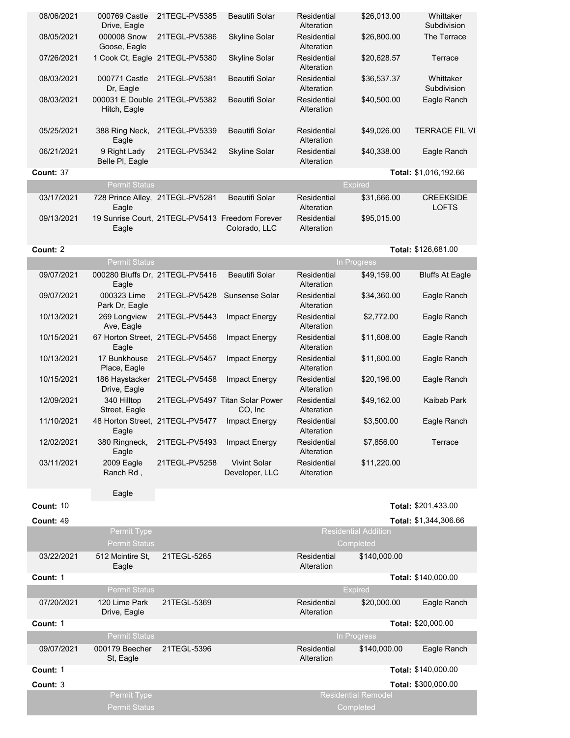| Date | Address | Permit # | Contractor | Type | Value | Subdivision |
|---|---|---|---|---|---|---|
| 08/06/2021 | 000769 Castle Drive, Eagle | 21TEGL-PV5385 | Beautifi Solar | Residential Alteration | $26,013.00 | Whittaker Subdivision |
| 08/05/2021 | 000008 Snow Goose, Eagle | 21TEGL-PV5386 | Skyline Solar | Residential Alteration | $26,800.00 | The Terrace |
| 07/26/2021 | 1 Cook Ct, Eagle | 21TEGL-PV5380 | Skyline Solar | Residential Alteration | $20,628.57 | Terrace |
| 08/03/2021 | 000771 Castle Dr, Eagle | 21TEGL-PV5381 | Beautifi Solar | Residential Alteration | $36,537.37 | Whittaker Subdivision |
| 08/03/2021 | 000031 E Double Hitch, Eagle | 21TEGL-PV5382 | Beautifi Solar | Residential Alteration | $40,500.00 | Eagle Ranch |
| 05/25/2021 | 388 Ring Neck, Eagle | 21TEGL-PV5339 | Beautifi Solar | Residential Alteration | $49,026.00 | TERRACE FIL VI |
| 06/21/2021 | 9 Right Lady Belle Pl, Eagle | 21TEGL-PV5342 | Skyline Solar | Residential Alteration | $40,338.00 | Eagle Ranch |

**Count:** 37 **Total:** $1,016,192.66

| Permit Status | | | | | Expired | |
|---|---|---|---|---|---|---|
| 03/17/2021 | 728 Prince Alley, Eagle | 21TEGL-PV5281 | Beautifi Solar | Residential Alteration | $31,666.00 | CREEKSIDE LOFTS |
| 09/13/2021 | 19 Sunrise Court, Eagle | 21TEGL-PV5413 | Freedom Forever Colorado, LLC | Residential Alteration | $95,015.00 | |

**Count:** 2 **Total:** $126,681.00

| Permit Status | | | | | In Progress | |
|---|---|---|---|---|---|---|
| 09/07/2021 | 000280 Bluffs Dr, Eagle | 21TEGL-PV5416 | Beautifi Solar | Residential Alteration | $49,159.00 | Bluffs At Eagle |
| 09/07/2021 | 000323 Lime Park Dr, Eagle | 21TEGL-PV5428 | Sunsense Solar | Residential Alteration | $34,360.00 | Eagle Ranch |
| 10/13/2021 | 269 Longview Ave, Eagle | 21TEGL-PV5443 | Impact Energy | Residential Alteration | $2,772.00 | Eagle Ranch |
| 10/15/2021 | 67 Horton Street, Eagle | 21TEGL-PV5456 | Impact Energy | Residential Alteration | $11,608.00 | Eagle Ranch |
| 10/13/2021 | 17 Bunkhouse Place, Eagle | 21TEGL-PV5457 | Impact Energy | Residential Alteration | $11,600.00 | Eagle Ranch |
| 10/15/2021 | 186 Haystacker Drive, Eagle | 21TEGL-PV5458 | Impact Energy | Residential Alteration | $20,196.00 | Eagle Ranch |
| 12/09/2021 | 340 Hilltop Street, Eagle | 21TEGL-PV5497 | Titan Solar Power CO, Inc | Residential Alteration | $49,162.00 | Kaibab Park |
| 11/10/2021 | 48 Horton Street, Eagle | 21TEGL-PV5477 | Impact Energy | Residential Alteration | $3,500.00 | Eagle Ranch |
| 12/02/2021 | 380 Ringneck, Eagle | 21TEGL-PV5493 | Impact Energy | Residential Alteration | $7,856.00 | Terrace |
| 03/11/2021 | 2009 Eagle Ranch Rd , Eagle | 21TEGL-PV5258 | Vivint Solar Developer, LLC | Residential Alteration | $11,220.00 | |

**Count:** 10 **Total:** $201,433.00

**Count:** 49 **Total:** $1,344,306.66

| Permit Type | | | | | Residential Addition | |
|---|---|---|---|---|---|---|
| **Permit Status** | | | | | **Completed** | |
| 03/22/2021 | 512 Mcintire St, Eagle | 21TEGL-5265 | | Residential Alteration | $140,000.00 | |

**Count:** 1 **Total:** $140,000.00

| Permit Status | | | | | Expired | |
|---|---|---|---|---|---|---|
| 07/20/2021 | 120 Lime Park Drive, Eagle | 21TEGL-5369 | | Residential Alteration | $20,000.00 | Eagle Ranch |

**Count:** 1 **Total:** $20,000.00

| Permit Status | | | | | In Progress | |
|---|---|---|---|---|---|---|
| 09/07/2021 | 000179 Beecher St, Eagle | 21TEGL-5396 | | Residential Alteration | $140,000.00 | Eagle Ranch |

**Count:** 1 **Total:** $140,000.00

**Count:** 3 **Total:** $300,000.00

| Permit Type | Residential Remodel |
|---|---|
| **Permit Status** | **Completed** |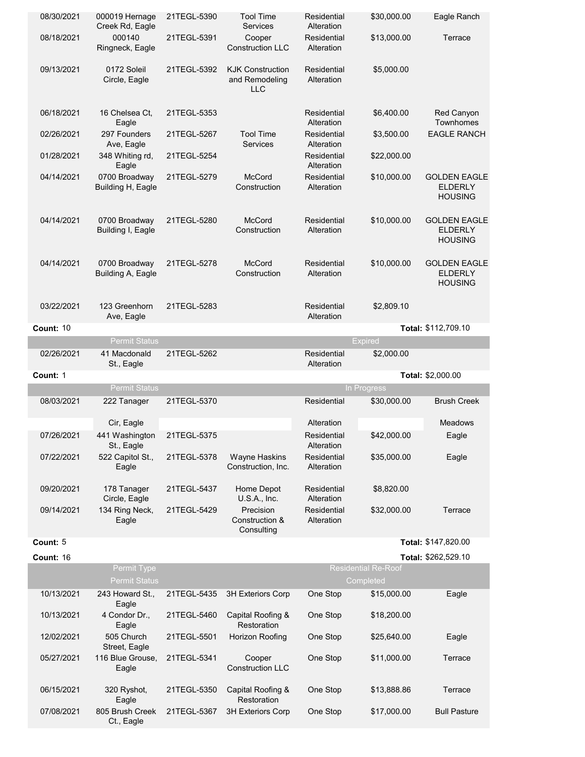| Date | Address | Permit # | Contractor | Type | Valuation | Subdivision |
|---|---|---|---|---|---|---|
| 08/30/2021 | 000019 Hernage Creek Rd, Eagle | 21TEGL-5390 | Tool Time Services | Residential Alteration | $30,000.00 | Eagle Ranch |
| 08/18/2021 | 000140 Ringneck, Eagle | 21TEGL-5391 | Cooper Construction LLC | Residential Alteration | $13,000.00 | Terrace |
| 09/13/2021 | 0172 Soleil Circle, Eagle | 21TEGL-5392 | KJK Construction and Remodeling LLC | Residential Alteration | $5,000.00 | |
| 06/18/2021 | 16 Chelsea Ct, Eagle | 21TEGL-5353 | | Residential Alteration | $6,400.00 | Red Canyon Townhomes |
| 02/26/2021 | 297 Founders Ave, Eagle | 21TEGL-5267 | Tool Time Services | Residential Alteration | $3,500.00 | EAGLE RANCH |
| 01/28/2021 | 348 Whiting rd, Eagle | 21TEGL-5254 | | Residential Alteration | $22,000.00 | |
| 04/14/2021 | 0700 Broadway Building H, Eagle | 21TEGL-5279 | McCord Construction | Residential Alteration | $10,000.00 | GOLDEN EAGLE ELDERLY HOUSING |
| 04/14/2021 | 0700 Broadway Building I, Eagle | 21TEGL-5280 | McCord Construction | Residential Alteration | $10,000.00 | GOLDEN EAGLE ELDERLY HOUSING |
| 04/14/2021 | 0700 Broadway Building A, Eagle | 21TEGL-5278 | McCord Construction | Residential Alteration | $10,000.00 | GOLDEN EAGLE ELDERLY HOUSING |
| 03/22/2021 | 123 Greenhorn Ave, Eagle | 21TEGL-5283 | | Residential Alteration | $2,809.10 | |
| **Count:** 10 | | | | | **Total:** $112,709.10 | |
| | Permit Status | | | | Expired | |
| 02/26/2021 | 41 Macdonald St., Eagle | 21TEGL-5262 | | Residential Alteration | $2,000.00 | |
| **Count:** 1 | | | | | **Total:** $2,000.00 | |
| | Permit Status | | | | In Progress | |
| 08/03/2021 | 222 Tanager Cir, Eagle | 21TEGL-5370 | | Residential Alteration | $30,000.00 | Brush Creek Meadows |
| 07/26/2021 | 441 Washington St., Eagle | 21TEGL-5375 | | Residential Alteration | $42,000.00 | Eagle |
| 07/22/2021 | 522 Capitol St., Eagle | 21TEGL-5378 | Wayne Haskins Construction, Inc. | Residential Alteration | $35,000.00 | Eagle |
| 09/20/2021 | 178 Tanager Circle, Eagle | 21TEGL-5437 | Home Depot U.S.A., Inc. | Residential Alteration | $8,820.00 | |
| 09/14/2021 | 134 Ring Neck, Eagle | 21TEGL-5429 | Precision Construction & Consulting | Residential Alteration | $32,000.00 | Terrace |
| **Count:** 5 | | | | | **Total:** $147,820.00 | |
| **Count:** 16 | | | | | **Total:** $262,529.10 | |
| | Permit Type | | | | Residential Re-Roof | |
| | Permit Status | | | | Completed | |
| 10/13/2021 | 243 Howard St., Eagle | 21TEGL-5435 | 3H Exteriors Corp | One Stop | $15,000.00 | Eagle |
| 10/13/2021 | 4 Condor Dr., Eagle | 21TEGL-5460 | Capital Roofing & Restoration | One Stop | $18,200.00 | |
| 12/02/2021 | 505 Church Street, Eagle | 21TEGL-5501 | Horizon Roofing | One Stop | $25,640.00 | Eagle |
| 05/27/2021 | 116 Blue Grouse, Eagle | 21TEGL-5341 | Cooper Construction LLC | One Stop | $11,000.00 | Terrace |
| 06/15/2021 | 320 Ryshot, Eagle | 21TEGL-5350 | Capital Roofing & Restoration | One Stop | $13,888.86 | Terrace |
| 07/08/2021 | 805 Brush Creek Ct., Eagle | 21TEGL-5367 | 3H Exteriors Corp | One Stop | $17,000.00 | Bull Pasture |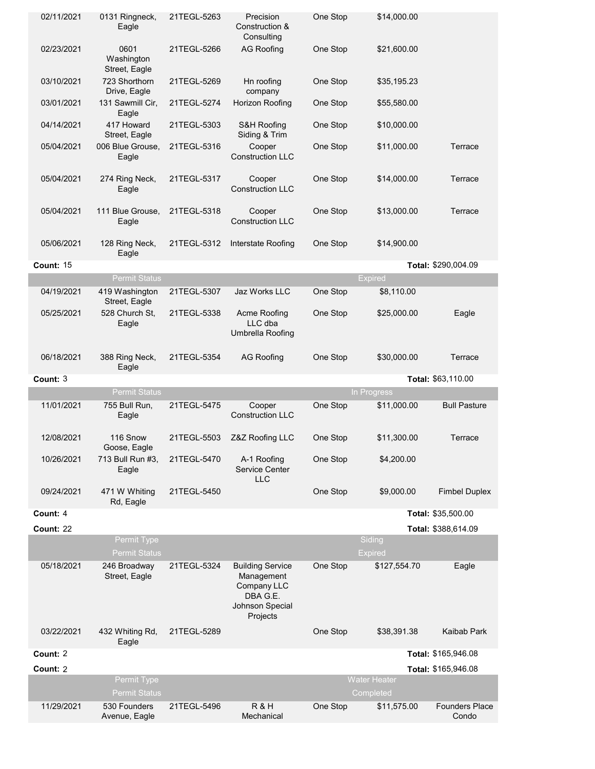| Date | Address | Permit # | Contractor | Type | Valuation | Subdivision |
|---|---|---|---|---|---|---|
| 02/11/2021 | 0131 Ringneck, Eagle | 21TEGL-5263 | Precision Construction & Consulting | One Stop | $14,000.00 | |
| 02/23/2021 | 0601 Washington Street, Eagle | 21TEGL-5266 | AG Roofing | One Stop | $21,600.00 | |
| 03/10/2021 | 723 Shorthorn Drive, Eagle | 21TEGL-5269 | Hn roofing company | One Stop | $35,195.23 | |
| 03/01/2021 | 131 Sawmill Cir, Eagle | 21TEGL-5274 | Horizon Roofing | One Stop | $55,580.00 | |
| 04/14/2021 | 417 Howard Street, Eagle | 21TEGL-5303 | S&H Roofing Siding & Trim | One Stop | $10,000.00 | |
| 05/04/2021 | 006 Blue Grouse, Eagle | 21TEGL-5316 | Cooper Construction LLC | One Stop | $11,000.00 | Terrace |
| 05/04/2021 | 274 Ring Neck, Eagle | 21TEGL-5317 | Cooper Construction LLC | One Stop | $14,000.00 | Terrace |
| 05/04/2021 | 111 Blue Grouse, Eagle | 21TEGL-5318 | Cooper Construction LLC | One Stop | $13,000.00 | Terrace |
| 05/06/2021 | 128 Ring Neck, Eagle | 21TEGL-5312 | Interstate Roofing | One Stop | $14,900.00 | |
| **Count:** 15 | | | | | | **Total:** $290,004.09 |
| | Permit Status | | | | Expired | |
| 04/19/2021 | 419 Washington Street, Eagle | 21TEGL-5307 | Jaz Works LLC | One Stop | $8,110.00 | |
| 05/25/2021 | 528 Church St, Eagle | 21TEGL-5338 | Acme Roofing LLC dba Umbrella Roofing | One Stop | $25,000.00 | Eagle |
| 06/18/2021 | 388 Ring Neck, Eagle | 21TEGL-5354 | AG Roofing | One Stop | $30,000.00 | Terrace |
| **Count:** 3 | | | | | | **Total:** $63,110.00 |
| | Permit Status | | | | In Progress | |
| 11/01/2021 | 755 Bull Run, Eagle | 21TEGL-5475 | Cooper Construction LLC | One Stop | $11,000.00 | Bull Pasture |
| 12/08/2021 | 116 Snow Goose, Eagle | 21TEGL-5503 | Z&Z Roofing LLC | One Stop | $11,300.00 | Terrace |
| 10/26/2021 | 713 Bull Run #3, Eagle | 21TEGL-5470 | A-1 Roofing Service Center LLC | One Stop | $4,200.00 | |
| 09/24/2021 | 471 W Whiting Rd, Eagle | 21TEGL-5450 | | One Stop | $9,000.00 | Fimbel Duplex |
| **Count:** 4 | | | | | | **Total:** $35,500.00 |
| **Count:** 22 | | | | | | **Total:** $388,614.09 |
| | Permit Type | | | | Siding | |
| | Permit Status | | | | Expired | |
| 05/18/2021 | 246 Broadway Street, Eagle | 21TEGL-5324 | Building Service Management Company LLC DBA G.E. Johnson Special Projects | One Stop | $127,554.70 | Eagle |
| 03/22/2021 | 432 Whiting Rd, Eagle | 21TEGL-5289 | | One Stop | $38,391.38 | Kaibab Park |
| **Count:** 2 | | | | | | **Total:** $165,946.08 |
| **Count:** 2 | | | | | | **Total:** $165,946.08 |
| | Permit Type | | | | Water Heater | |
| | Permit Status | | | | Completed | |
| 11/29/2021 | 530 Founders Avenue, Eagle | 21TEGL-5496 | R & H Mechanical | One Stop | $11,575.00 | Founders Place Condo |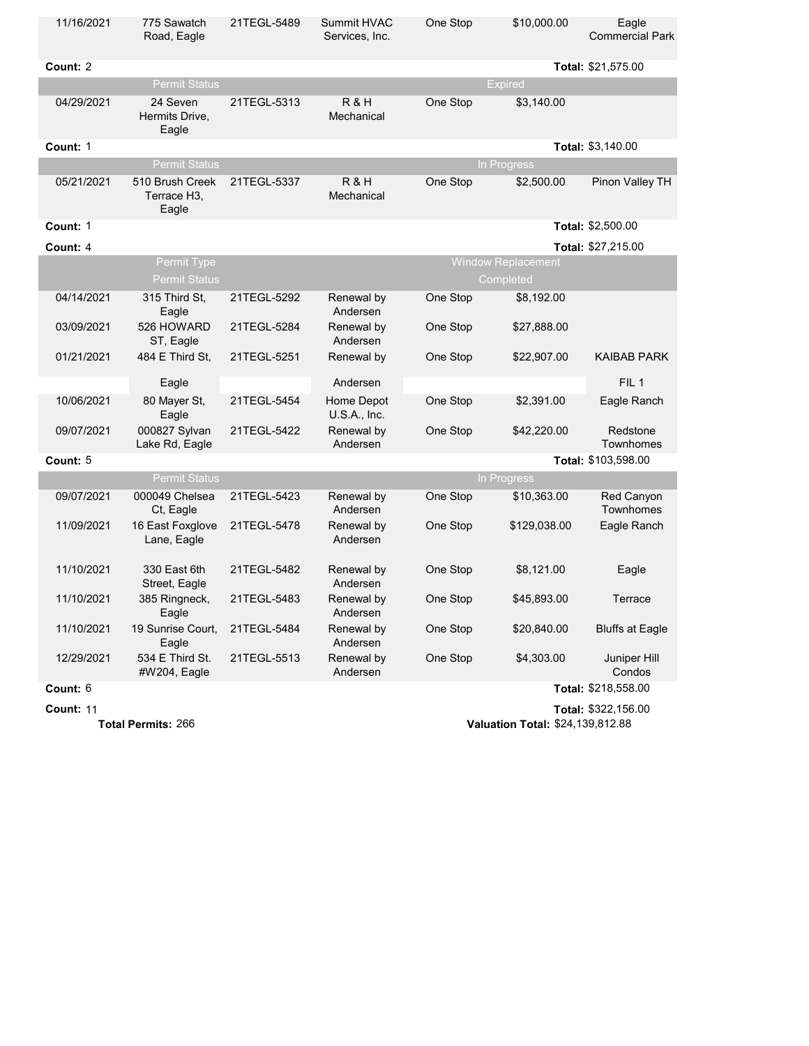| | | | | | | |
|---|---|---|---|---|---|---|
| 11/16/2021 | 775 Sawatch Road, Eagle | 21TEGL-5489 | Summit HVAC Services, Inc. | One Stop | $10,000.00 | Eagle Commercial Park |
| **Count:** 2 | | | | | | **Total:** $21,575.00 |
| | Permit Status | | | | Expired | |
| 04/29/2021 | 24 Seven Hermits Drive, Eagle | 21TEGL-5313 | R & H Mechanical | One Stop | $3,140.00 | |
| **Count:** 1 | | | | | | **Total:** $3,140.00 |
| | Permit Status | | | | In Progress | |
| 05/21/2021 | 510 Brush Creek Terrace H3, Eagle | 21TEGL-5337 | R & H Mechanical | One Stop | $2,500.00 | Pinon Valley TH |
| **Count:** 1 | | | | | | **Total:** $2,500.00 |
| **Count:** 4 | | | | | | **Total:** $27,215.00 |
| | Permit Type | | | | Window Replacement | |
| | Permit Status | | | | Completed | |
| 04/14/2021 | 315 Third St, Eagle | 21TEGL-5292 | Renewal by Andersen | One Stop | $8,192.00 | |
| 03/09/2021 | 526 HOWARD ST, Eagle | 21TEGL-5284 | Renewal by Andersen | One Stop | $27,888.00 | |
| 01/21/2021 | 484 E Third St, Eagle | 21TEGL-5251 | Renewal by Andersen | One Stop | $22,907.00 | KAIBAB PARK FIL 1 |
| 10/06/2021 | 80 Mayer St, Eagle | 21TEGL-5454 | Home Depot U.S.A., Inc. | One Stop | $2,391.00 | Eagle Ranch |
| 09/07/2021 | 000827 Sylvan Lake Rd, Eagle | 21TEGL-5422 | Renewal by Andersen | One Stop | $42,220.00 | Redstone Townhomes |
| **Count:** 5 | | | | | | **Total:** $103,598.00 |
| | Permit Status | | | | In Progress | |
| 09/07/2021 | 000049 Chelsea Ct, Eagle | 21TEGL-5423 | Renewal by Andersen | One Stop | $10,363.00 | Red Canyon Townhomes |
| 11/09/2021 | 16 East Foxglove Lane, Eagle | 21TEGL-5478 | Renewal by Andersen | One Stop | $129,038.00 | Eagle Ranch |
| 11/10/2021 | 330 East 6th Street, Eagle | 21TEGL-5482 | Renewal by Andersen | One Stop | $8,121.00 | Eagle |
| 11/10/2021 | 385 Ringneck, Eagle | 21TEGL-5483 | Renewal by Andersen | One Stop | $45,893.00 | Terrace |
| 11/10/2021 | 19 Sunrise Court, Eagle | 21TEGL-5484 | Renewal by Andersen | One Stop | $20,840.00 | Bluffs at Eagle |
| 12/29/2021 | 534 E Third St. #W204, Eagle | 21TEGL-5513 | Renewal by Andersen | One Stop | $4,303.00 | Juniper Hill Condos |
| **Count:** 6 | | | | | | **Total:** $218,558.00 |
| **Count:** 11 | | | | | | **Total:** $322,156.00 |
| | **Total Permits:** 266 | | | | **Valuation Total:** $24,139,812.88 | |